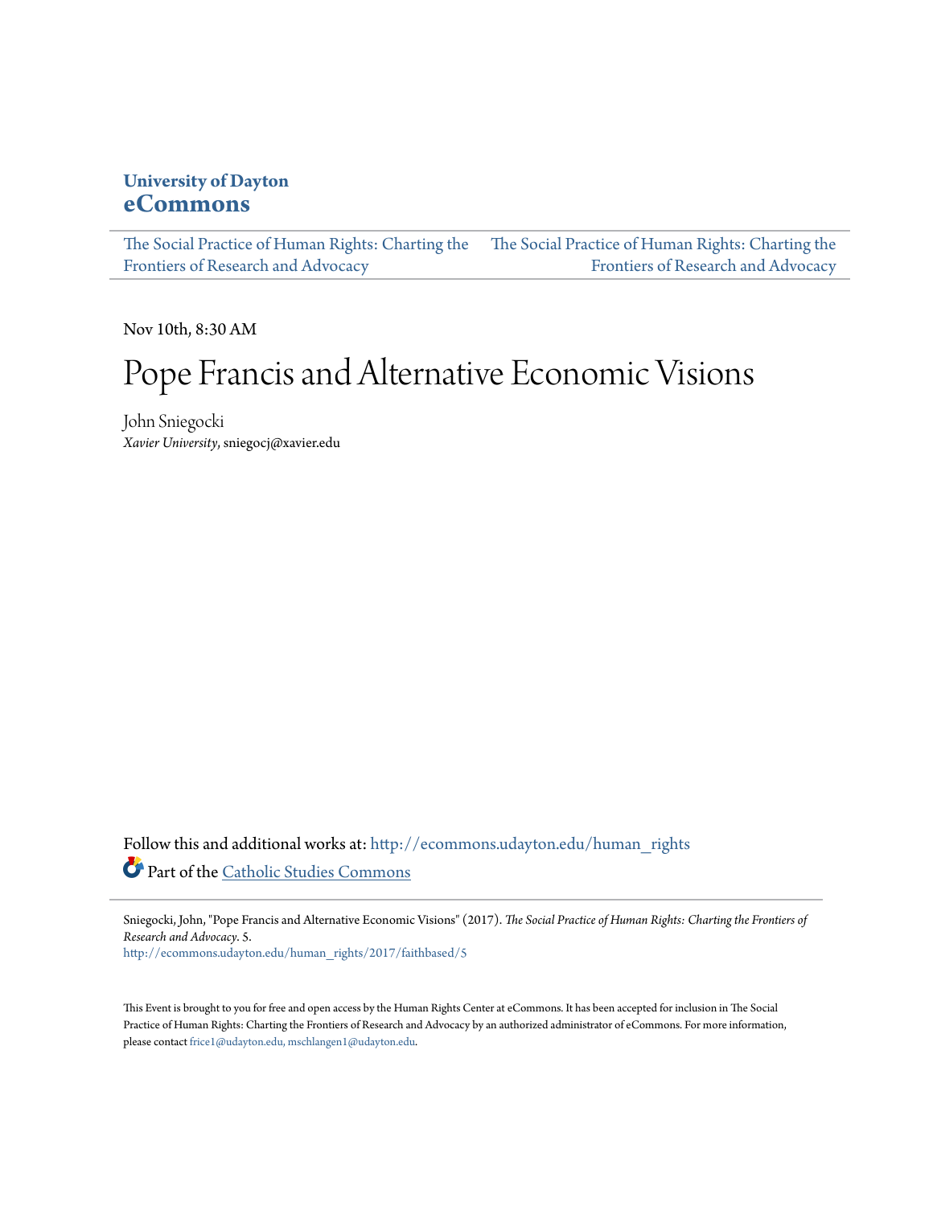University of Dayton
**eCommons**

The Social Practice of Human Rights: Charting the Frontiers of Research and Advocacy | The Social Practice of Human Rights: Charting the Frontiers of Research and Advocacy

Nov 10th, 8:30 AM

# Pope Francis and Alternative Economic Visions

John Sniegocki
*Xavier University*, sniegocj@xavier.edu

Follow this and additional works at: http://ecommons.udayton.edu/human_rights

Part of the Catholic Studies Commons

Sniegocki, John, "Pope Francis and Alternative Economic Visions" (2017). *The Social Practice of Human Rights: Charting the Frontiers of Research and Advocacy*. 5.
http://ecommons.udayton.edu/human_rights/2017/faithbased/5

This Event is brought to you for free and open access by the Human Rights Center at eCommons. It has been accepted for inclusion in The Social Practice of Human Rights: Charting the Frontiers of Research and Advocacy by an authorized administrator of eCommons. For more information, please contact frice1@udayton.edu, mschlangen1@udayton.edu.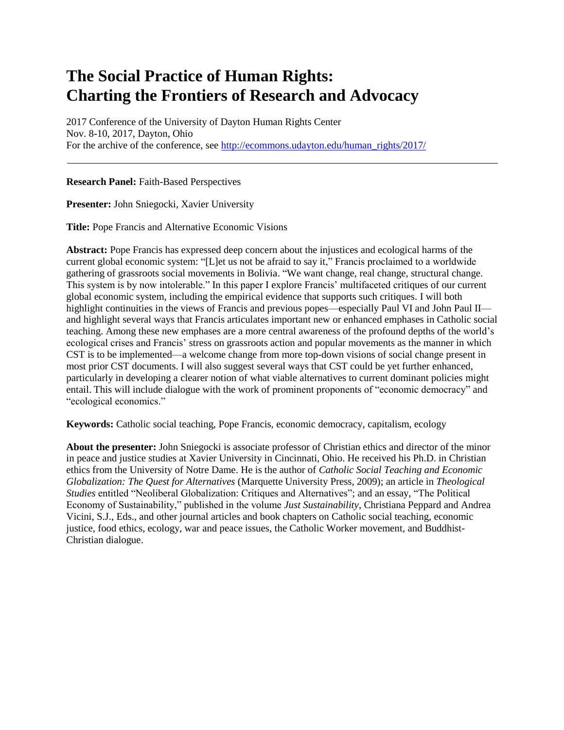# The Social Practice of Human Rights: Charting the Frontiers of Research and Advocacy

2017 Conference of the University of Dayton Human Rights Center
Nov. 8-10, 2017, Dayton, Ohio
For the archive of the conference, see http://ecommons.udayton.edu/human_rights/2017/

---

**Research Panel:** Faith-Based Perspectives

**Presenter:** John Sniegocki, Xavier University

**Title:** Pope Francis and Alternative Economic Visions

**Abstract:** Pope Francis has expressed deep concern about the injustices and ecological harms of the current global economic system: "[L]et us not be afraid to say it," Francis proclaimed to a worldwide gathering of grassroots social movements in Bolivia. "We want change, real change, structural change. This system is by now intolerable." In this paper I explore Francis' multifaceted critiques of our current global economic system, including the empirical evidence that supports such critiques. I will both highlight continuities in the views of Francis and previous popes—especially Paul VI and John Paul II—and highlight several ways that Francis articulates important new or enhanced emphases in Catholic social teaching. Among these new emphases are a more central awareness of the profound depths of the world's ecological crises and Francis' stress on grassroots action and popular movements as the manner in which CST is to be implemented—a welcome change from more top-down visions of social change present in most prior CST documents. I will also suggest several ways that CST could be yet further enhanced, particularly in developing a clearer notion of what viable alternatives to current dominant policies might entail. This will include dialogue with the work of prominent proponents of "economic democracy" and "ecological economics."

**Keywords:** Catholic social teaching, Pope Francis, economic democracy, capitalism, ecology

**About the presenter:** John Sniegocki is associate professor of Christian ethics and director of the minor in peace and justice studies at Xavier University in Cincinnati, Ohio. He received his Ph.D. in Christian ethics from the University of Notre Dame. He is the author of *Catholic Social Teaching and Economic Globalization: The Quest for Alternatives* (Marquette University Press, 2009); an article in *Theological Studies* entitled "Neoliberal Globalization: Critiques and Alternatives"; and an essay, "The Political Economy of Sustainability," published in the volume *Just Sustainability*, Christiana Peppard and Andrea Vicini, S.J., Eds., and other journal articles and book chapters on Catholic social teaching, economic justice, food ethics, ecology, war and peace issues, the Catholic Worker movement, and Buddhist-Christian dialogue.